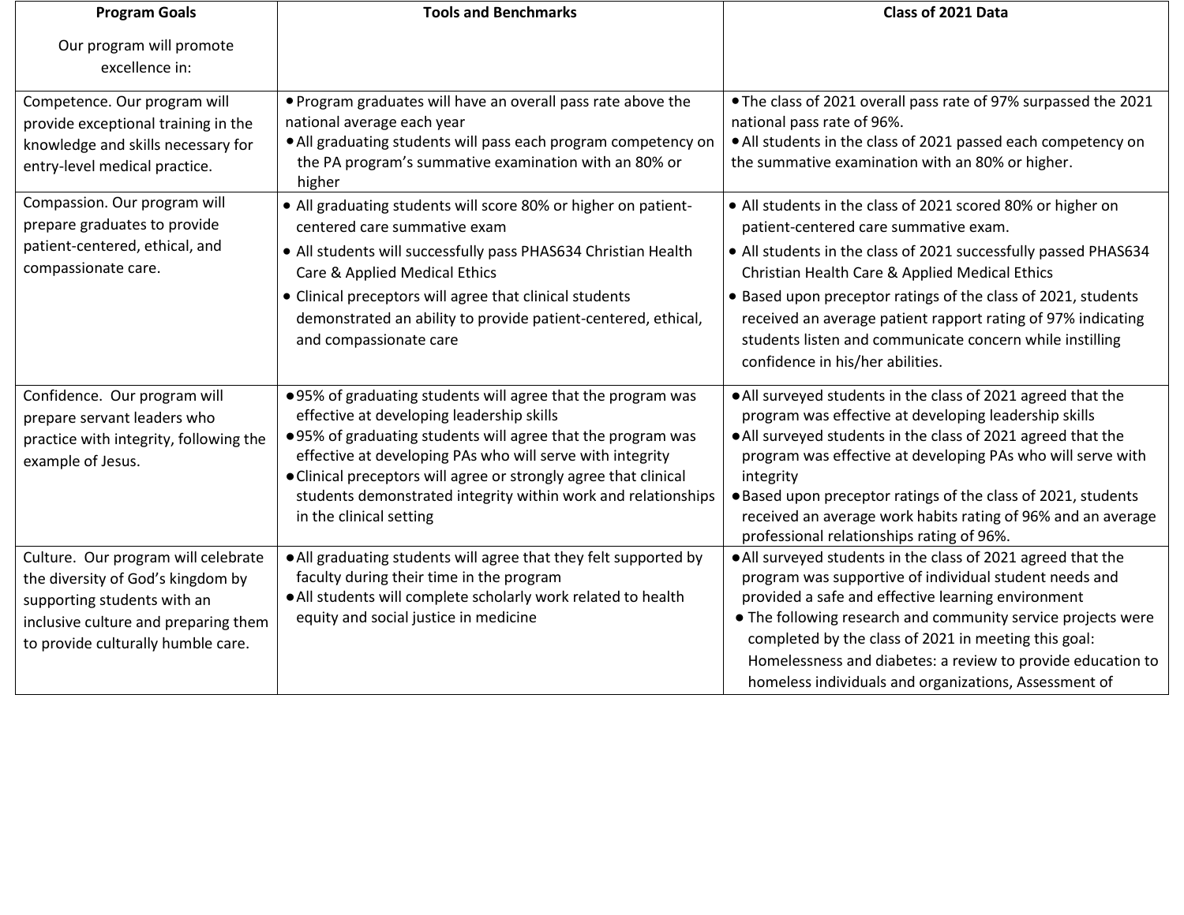| Program Goals<br><br>Our program will promote excellence in: | Tools and Benchmarks | Class of 2021 Data |
| --- | --- | --- |
| Competence. Our program will provide exceptional training in the knowledge and skills necessary for entry-level medical practice. | • Program graduates will have an overall pass rate above the national average each year<br>• All graduating students will pass each program competency on the PA program's summative examination with an 80% or higher | • The class of 2021 overall pass rate of 97% surpassed the 2021 national pass rate of 96%.<br>• All students in the class of 2021 passed each competency on the summative examination with an 80% or higher. |
| Compassion. Our program will prepare graduates to provide patient-centered, ethical, and compassionate care. | • All graduating students will score 80% or higher on patient-centered care summative exam<br>• All students will successfully pass PHAS634 Christian Health Care & Applied Medical Ethics<br>• Clinical preceptors will agree that clinical students demonstrated an ability to provide patient-centered, ethical, and compassionate care | • All students in the class of 2021 scored 80% or higher on patient-centered care summative exam.<br>• All students in the class of 2021 successfully passed PHAS634 Christian Health Care & Applied Medical Ethics<br>• Based upon preceptor ratings of the class of 2021, students received an average patient rapport rating of 97% indicating students listen and communicate concern while instilling confidence in his/her abilities. |
| Confidence. Our program will prepare servant leaders who practice with integrity, following the example of Jesus. | • 95% of graduating students will agree that the program was effective at developing leadership skills<br>• 95% of graduating students will agree that the program was effective at developing PAs who will serve with integrity<br>• Clinical preceptors will agree or strongly agree that clinical students demonstrated integrity within work and relationships in the clinical setting | • All surveyed students in the class of 2021 agreed that the program was effective at developing leadership skills<br>• All surveyed students in the class of 2021 agreed that the program was effective at developing PAs who will serve with integrity<br>• Based upon preceptor ratings of the class of 2021, students received an average work habits rating of 96% and an average professional relationships rating of 96%. |
| Culture. Our program will celebrate the diversity of God's kingdom by supporting students with an inclusive culture and preparing them to provide culturally humble care. | • All graduating students will agree that they felt supported by faculty during their time in the program<br>• All students will complete scholarly work related to health equity and social justice in medicine | • All surveyed students in the class of 2021 agreed that the program was supportive of individual student needs and provided a safe and effective learning environment<br>• The following research and community service projects were completed by the class of 2021 in meeting this goal: Homelessness and diabetes: a review to provide education to homeless individuals and organizations, Assessment of |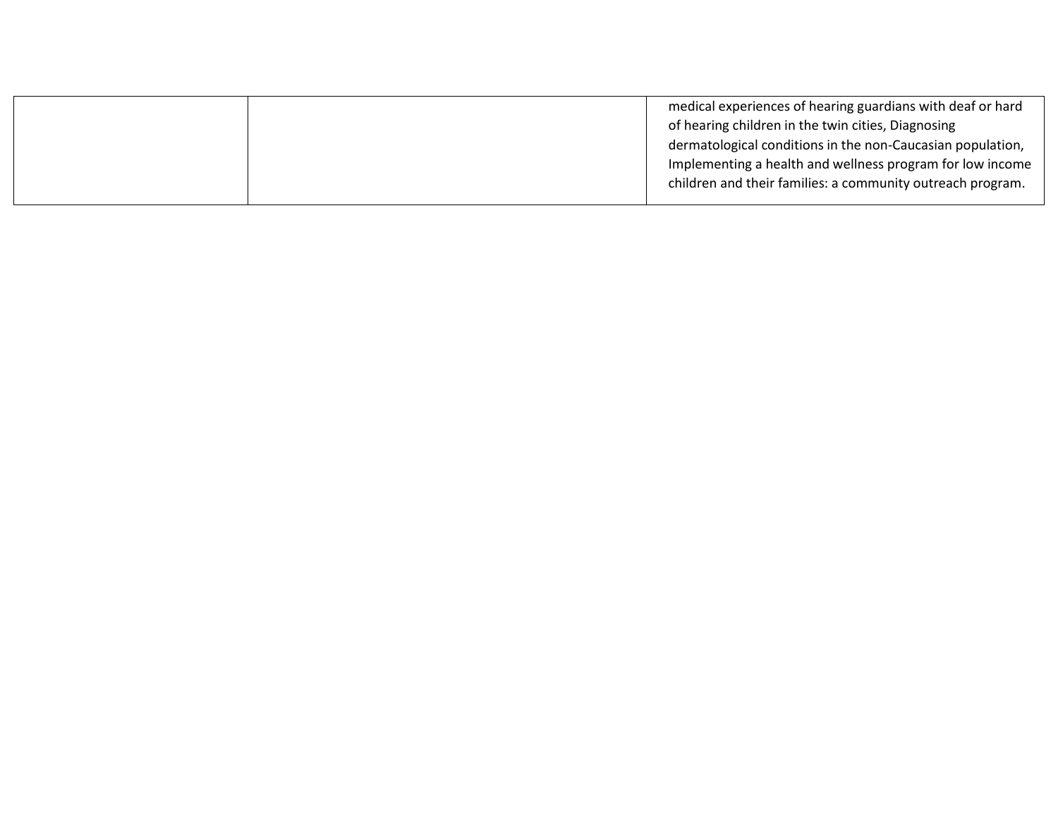| | | |
|---|---|---|
| | | medical experiences of hearing guardians with deaf or hard of hearing children in the twin cities, Diagnosing dermatological conditions in the non-Caucasian population, Implementing a health and wellness program for low income children and their families: a community outreach program. |